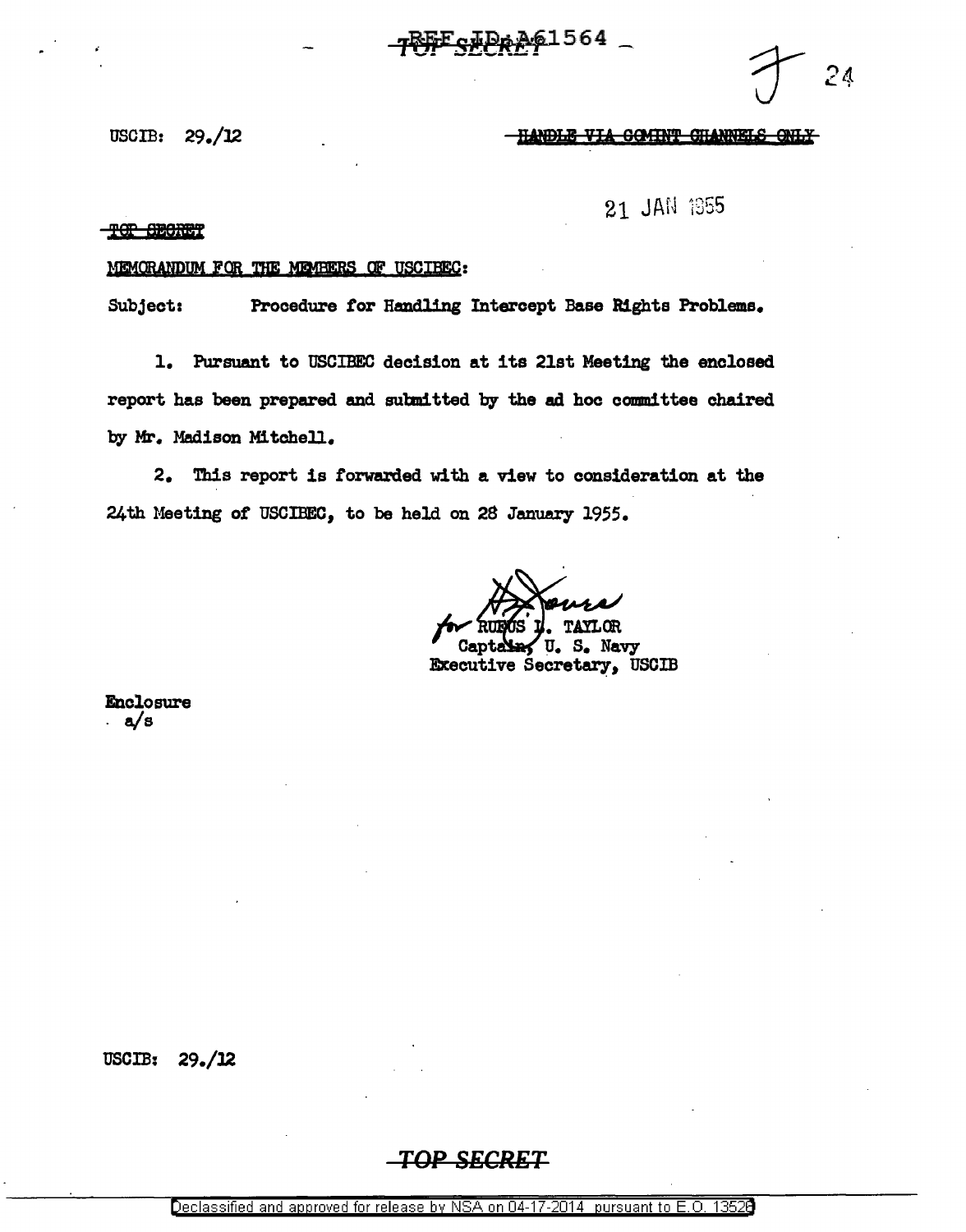REF ID:A61564

TOP SECRET

USCIB: 29./12

HANDLE VIA COMINT CHANNELS ONLY

21 JAN 1955

TOP SECRET

MEMORANDUM FOR THE MEMBERS OF USCIBEC:

Subject: Procedure for Handling Intercept Base Rights Problems.

1. Pursuant to USCIBEC decision at its 21st Meeting the enclosed report has been prepared and submitted by the ad hoc committee chaired by Mr. Madison Mitchell.

2. This report is forwarded with a view to consideration at the 24th Meeting of USCIBEC, to be held on 28 January 1955.

for RUFUS L. TAYLOR
Captain, U. S. Navy
Executive Secretary, USCIB

Enclosure
a/s

USCIB: 29./12

TOP SECRET

Declassified and approved for release by NSA on 04-17-2014 pursuant to E.O. 13526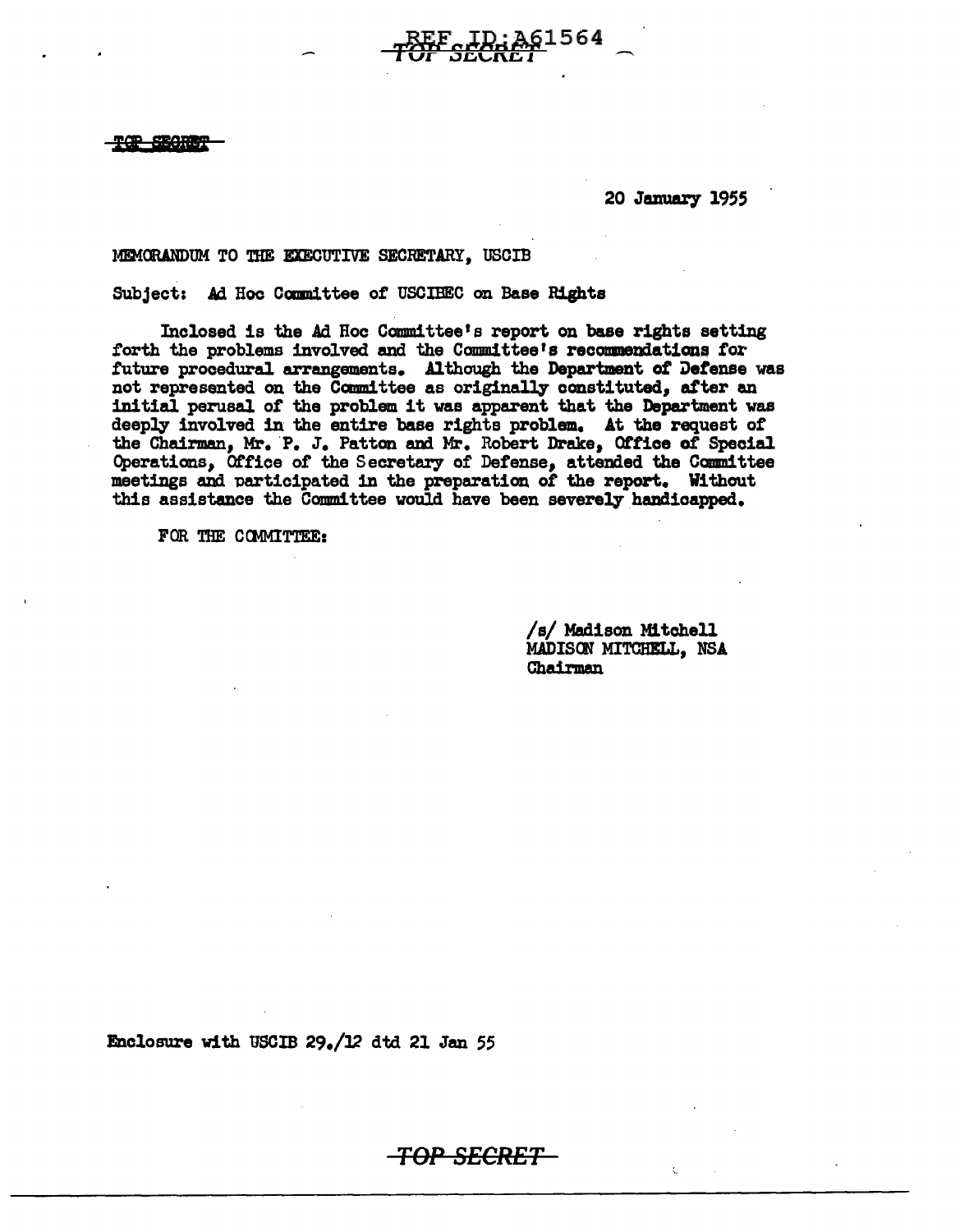REF ID:A61564

TOP SECRET

20 January 1955

MEMORANDUM TO THE EXECUTIVE SECRETARY, USCIB

Subject: Ad Hoc Committee of USCIBEC on Base Rights

Inclosed is the Ad Hoc Committee's report on base rights setting forth the problems involved and the Committee's recommendations for future procedural arrangements. Although the Department of Defense was not represented on the Committee as originally constituted, after an initial perusal of the problem it was apparent that the Department was deeply involved in the entire base rights problem. At the request of the Chairman, Mr. P. J. Patton and Mr. Robert Drake, Office of Special Operations, Office of the Secretary of Defense, attended the Committee meetings and participated in the preparation of the report. Without this assistance the Committee would have been severely handicapped.

FOR THE COMMITTEE:

/s/ Madison Mitchell
MADISON MITCHELL, NSA
Chairman

Enclosure with USCIB 29./12 dtd 21 Jan 55

TOP SECRET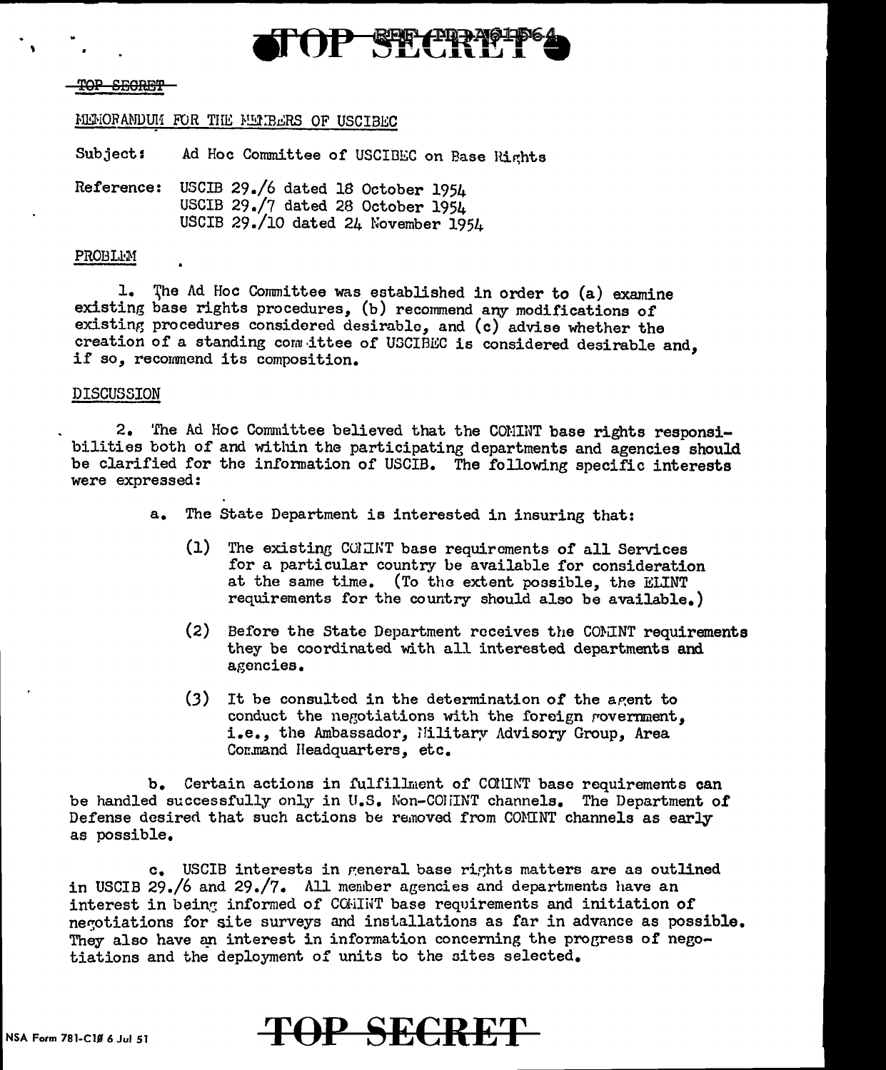TOP SECRET

MEMORANDUM FOR THE MEMBERS OF USCIBEC

Subject: Ad Hoc Committee of USCIBEC on Base Rights

Reference: USCIB 29./6 dated 18 October 1954
USCIB 29./7 dated 28 October 1954
USCIB 29./10 dated 24 November 1954

PROBLEM

1. The Ad Hoc Committee was established in order to (a) examine existing base rights procedures, (b) recommend any modifications of existing procedures considered desirable, and (c) advise whether the creation of a standing committee of USCIBEC is considered desirable and, if so, recommend its composition.

DISCUSSION

2. The Ad Hoc Committee believed that the COMINT base rights responsibilities both of and within the participating departments and agencies should be clarified for the information of USCIB. The following specific interests were expressed:

a. The State Department is interested in insuring that:

(1) The existing COMINT base requirements of all Services for a particular country be available for consideration at the same time. (To the extent possible, the ELINT requirements for the country should also be available.)

(2) Before the State Department receives the COMINT requirements they be coordinated with all interested departments and agencies.

(3) It be consulted in the determination of the agent to conduct the negotiations with the foreign government, i.e., the Ambassador, Military Advisory Group, Area Command Headquarters, etc.

b. Certain actions in fulfillment of COMINT base requirements can be handled successfully only in U.S. Non-COMINT channels. The Department of Defense desired that such actions be removed from COMINT channels as early as possible.

c. USCIB interests in general base rights matters are as outlined in USCIB 29./6 and 29./7. All member agencies and departments have an interest in being informed of COMINT base requirements and initiation of negotiations for site surveys and installations as far in advance as possible. They also have an interest in information concerning the progress of negotiations and the deployment of units to the sites selected.

TOP SECRET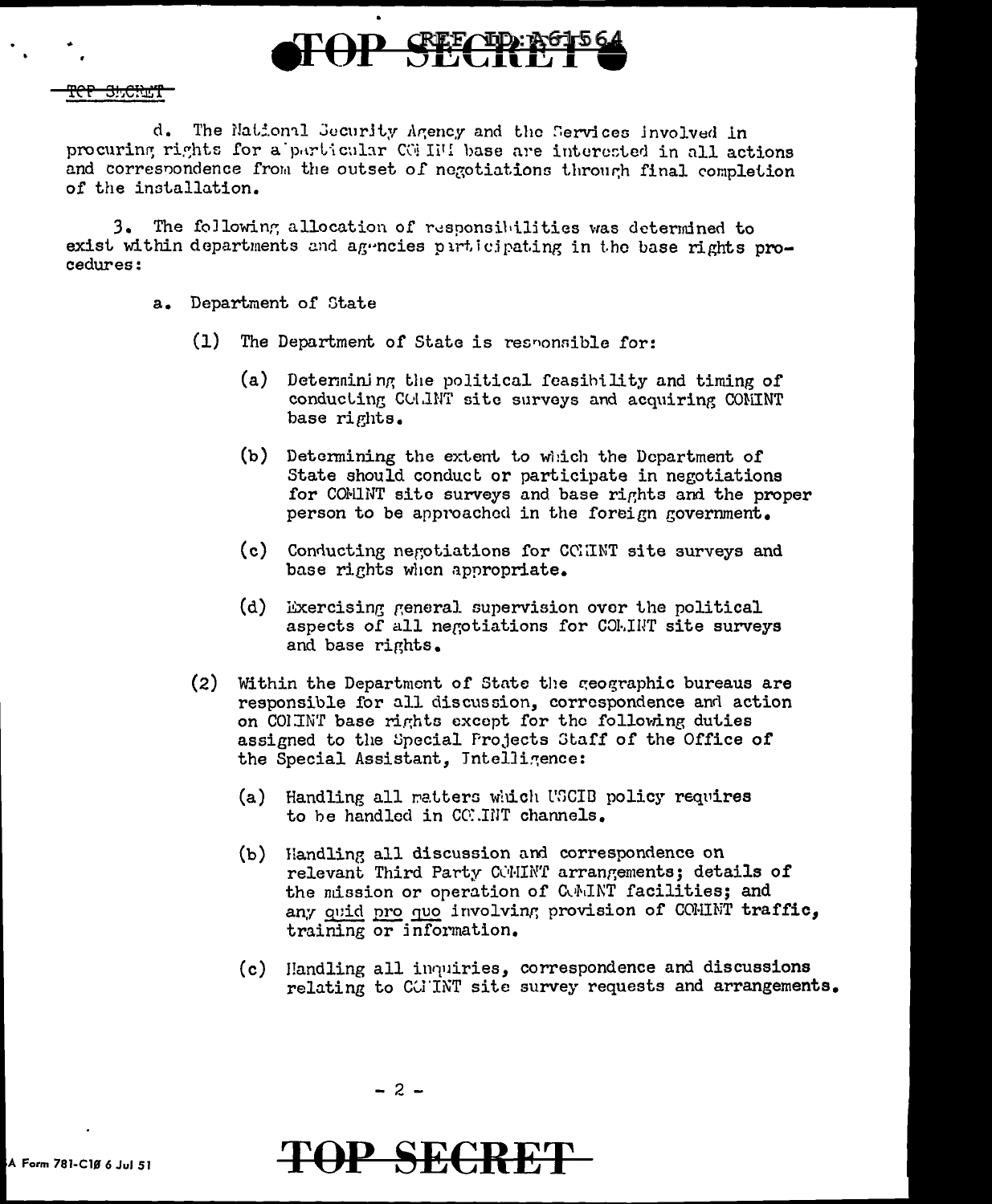d. The National Security Agency and the Services involved in procuring rights for a particular COMINT base are interested in all actions and correspondence from the outset of negotiations through final completion of the installation.

3. The following allocation of responsibilities was determined to exist within departments and agencies participating in the base rights procedures:

a. Department of State

(1) The Department of State is responsible for:

(a) Determining the political feasibility and timing of conducting COMINT site surveys and acquiring COMINT base rights.

(b) Determining the extent to which the Department of State should conduct or participate in negotiations for COMINT site surveys and base rights and the proper person to be approached in the foreign government.

(c) Conducting negotiations for COMINT site surveys and base rights when appropriate.

(d) Exercising general supervision over the political aspects of all negotiations for COMINT site surveys and base rights.

(2) Within the Department of State the geographic bureaus are responsible for all discussion, correspondence and action on COMINT base rights except for the following duties assigned to the Special Projects Staff of the Office of the Special Assistant, Intelligence:

(a) Handling all matters which USCIB policy requires to be handled in COMINT channels.

(b) Handling all discussion and correspondence on relevant Third Party COMINT arrangements; details of the mission or operation of COMINT facilities; and any _quid pro quo_ involving provision of COMINT traffic, training or information.

(c) Handling all inquiries, correspondence and discussions relating to COMINT site survey requests and arrangements.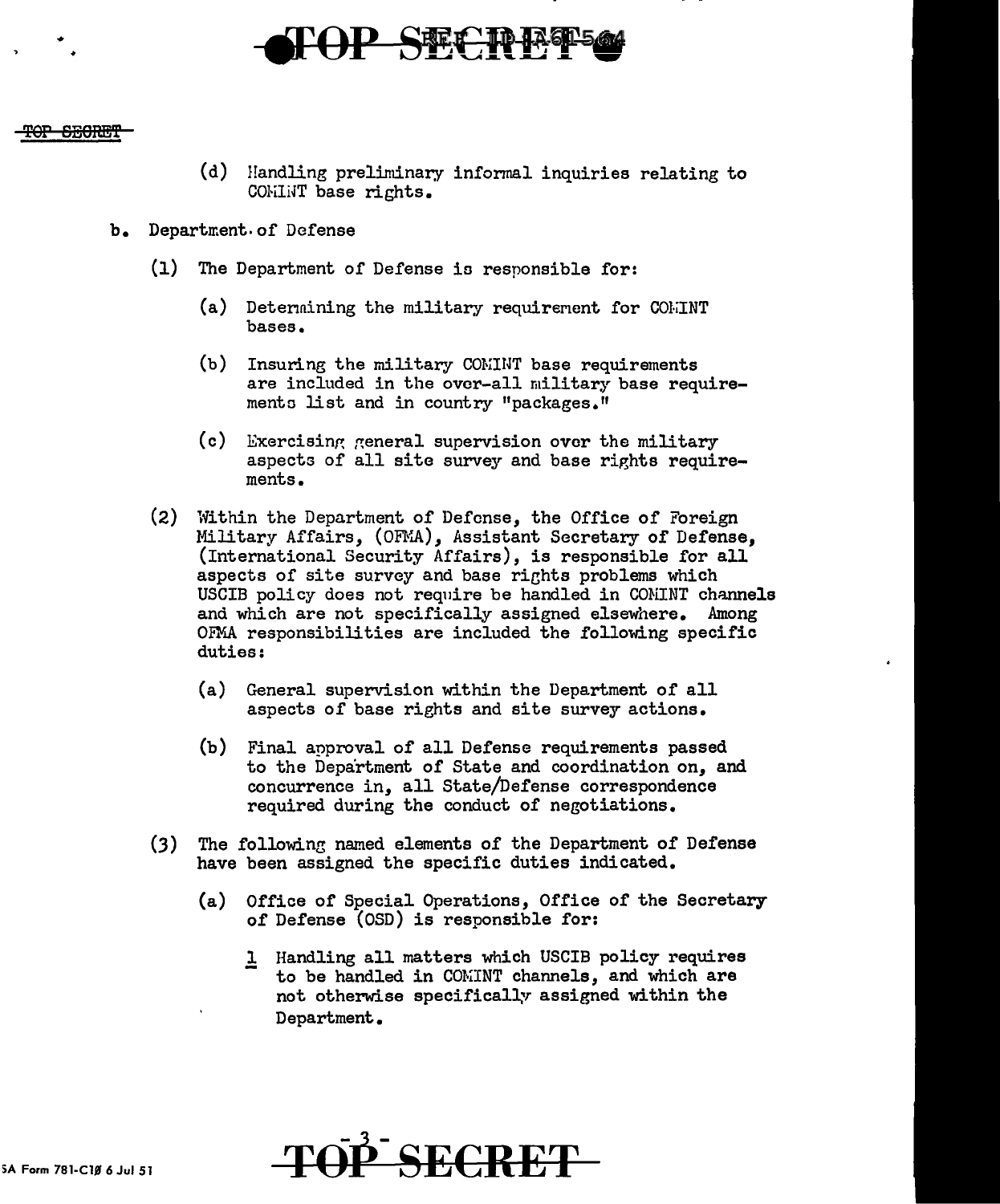(d) Handling preliminary informal inquiries relating to COMINT base rights.

b. Department of Defense

(1) The Department of Defense is responsible for:

(a) Determining the military requirement for COMINT bases.

(b) Insuring the military COMINT base requirements are included in the over-all military base requirements list and in country "packages."

(c) Exercising general supervision over the military aspects of all site survey and base rights requirements.

(2) Within the Department of Defense, the Office of Foreign Military Affairs, (OFMA), Assistant Secretary of Defense, (International Security Affairs), is responsible for all aspects of site survey and base rights problems which USCIB policy does not require be handled in COMINT channels and which are not specifically assigned elsewhere. Among OFMA responsibilities are included the following specific duties:

(a) General supervision within the Department of all aspects of base rights and site survey actions.

(b) Final approval of all Defense requirements passed to the Department of State and coordination on, and concurrence in, all State/Defense correspondence required during the conduct of negotiations.

(3) The following named elements of the Department of Defense have been assigned the specific duties indicated.

(a) Office of Special Operations, Office of the Secretary of Defense (OSD) is responsible for:

1 Handling all matters which USCIB policy requires to be handled in COMINT channels, and which are not otherwise specifically assigned within the Department.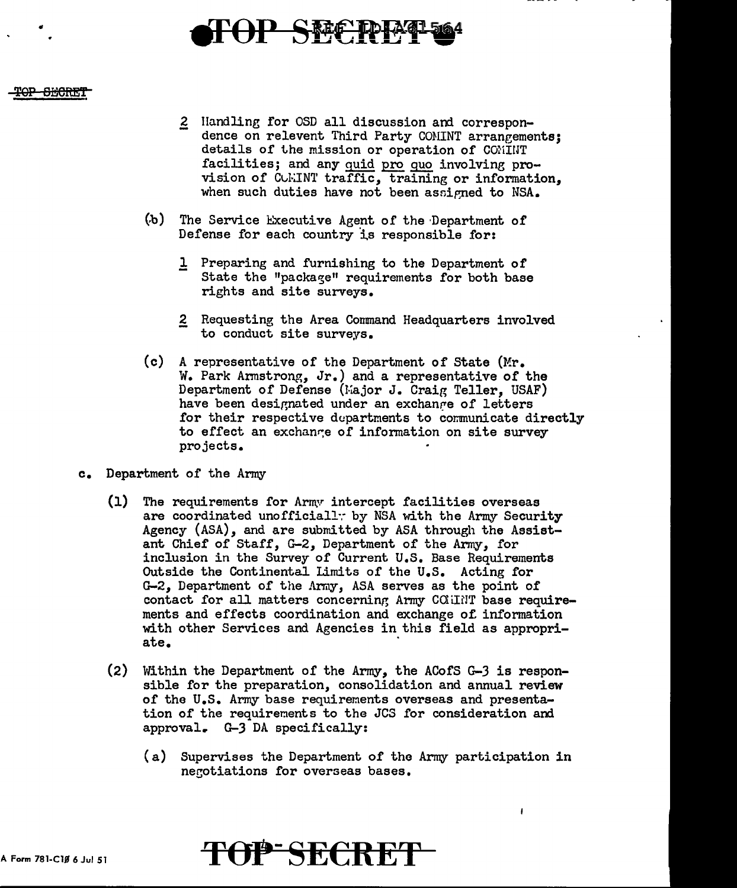2 Handling for OSD all discussion and correspondence on relevent Third Party COMINT arrangements; details of the mission or operation of COMINT facilities; and any quid pro quo involving provision of COMINT traffic, training or information, when such duties have not been assigned to NSA.

(b) The Service Executive Agent of the Department of Defense for each country is responsible for:

1 Preparing and furnishing to the Department of State the "package" requirements for both base rights and site surveys.

2 Requesting the Area Command Headquarters involved to conduct site surveys.

(c) A representative of the Department of State (Mr. W. Park Armstrong, Jr.) and a representative of the Department of Defense (Major J. Craig Teller, USAF) have been designated under an exchange of letters for their respective departments to communicate directly to effect an exchange of information on site survey projects.

c. Department of the Army

(1) The requirements for Army intercept facilities overseas are coordinated unofficially by NSA with the Army Security Agency (ASA), and are submitted by ASA through the Assistant Chief of Staff, G-2, Department of the Army, for inclusion in the Survey of Current U.S. Base Requirements Outside the Continental Limits of the U.S. Acting for G-2, Department of the Army, ASA serves as the point of contact for all matters concerning Army COMINT base requirements and effects coordination and exchange of information with other Services and Agencies in this field as appropriate.

(2) Within the Department of the Army, the ACofS G-3 is responsible for the preparation, consolidation and annual review of the U.S. Army base requirements overseas and presentation of the requirements to the JCS for consideration and approval. G-3 DA specifically:

(a) Supervises the Department of the Army participation in negotiations for overseas bases.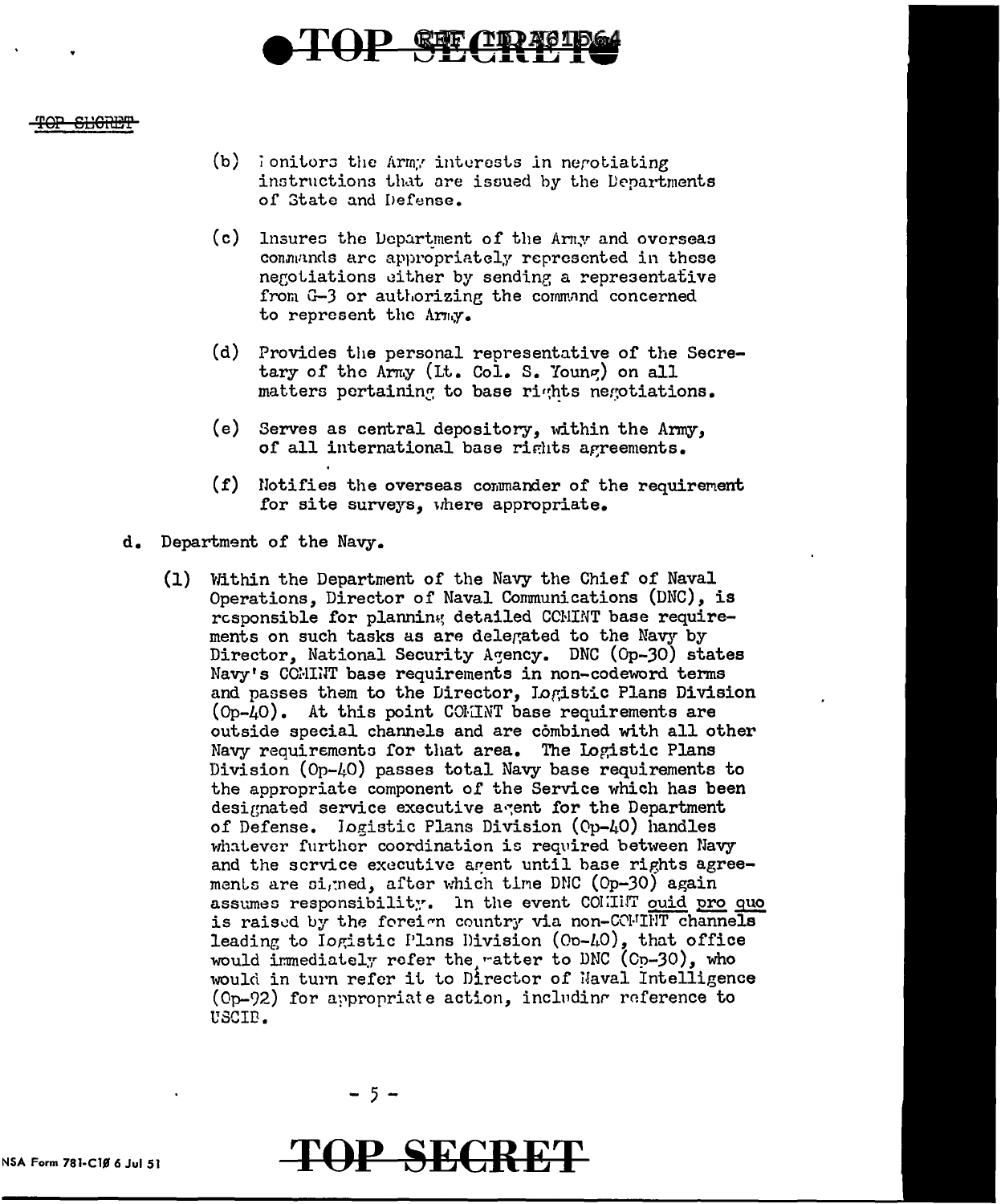(b) Monitors the Army interests in negotiating instructions that are issued by the Departments of State and Defense.

(c) Insures the Department of the Army and overseas commands are appropriately represented in these negotiations either by sending a representative from G-3 or authorizing the command concerned to represent the Army.

(d) Provides the personal representative of the Secretary of the Army (Lt. Col. S. Young) on all matters pertaining to base rights negotiations.

(e) Serves as central depository, within the Army, of all international base rights agreements.

(f) Notifies the overseas commander of the requirement for site surveys, where appropriate.

d. Department of the Navy.

(1) Within the Department of the Navy the Chief of Naval Operations, Director of Naval Communications (DNC), is responsible for planning detailed COMINT base requirements on such tasks as are delegated to the Navy by Director, National Security Agency. DNC (Op-30) states Navy's COMINT base requirements in non-codeword terms and passes them to the Director, Logistic Plans Division (Op-40). At this point COMINT base requirements are outside special channels and are combined with all other Navy requirements for that area. The Logistic Plans Division (Op-40) passes total Navy base requirements to the appropriate component of the Service which has been designated service executive agent for the Department of Defense. Logistic Plans Division (Op-40) handles whatever further coordination is required between Navy and the service executive agent until base rights agreements are signed, after which time DNC (Op-30) again assumes responsibility. In the event COMINT quid pro quo is raised by the foreign country via non-COMINT channels leading to Logistic Plans Division (Op-40), that office would immediately refer the matter to DNC (Op-30), who would in turn refer it to Director of Naval Intelligence (Op-92) for appropriate action, including reference to USCIB.

NSA Form 781-C10 6 Jul 51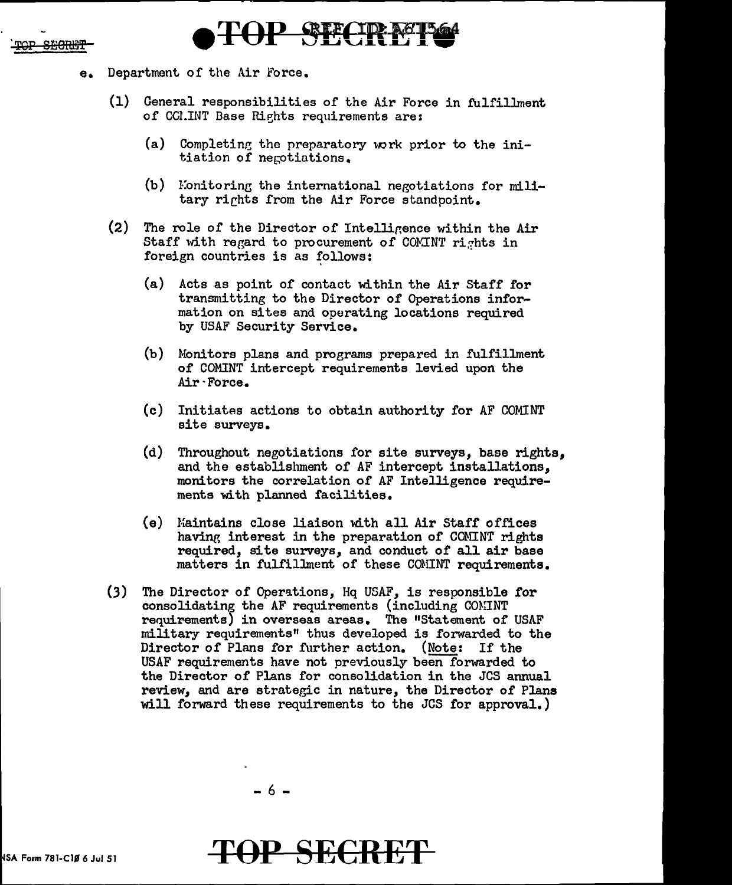e. Department of the Air Force.

(1) General responsibilities of the Air Force in fulfillment of COMINT Base Rights requirements are:

(a) Completing the preparatory work prior to the initiation of negotiations.

(b) Monitoring the international negotiations for military rights from the Air Force standpoint.

(2) The role of the Director of Intelligence within the Air Staff with regard to procurement of COMINT rights in foreign countries is as follows:

(a) Acts as point of contact within the Air Staff for transmitting to the Director of Operations information on sites and operating locations required by USAF Security Service.

(b) Monitors plans and programs prepared in fulfillment of COMINT intercept requirements levied upon the Air Force.

(c) Initiates actions to obtain authority for AF COMINT site surveys.

(d) Throughout negotiations for site surveys, base rights, and the establishment of AF intercept installations, monitors the correlation of AF Intelligence requirements with planned facilities.

(e) Maintains close liaison with all Air Staff offices having interest in the preparation of COMINT rights required, site surveys, and conduct of all air base matters in fulfillment of these COMINT requirements.

(3) The Director of Operations, Hq USAF, is responsible for consolidating the AF requirements (including COMINT requirements) in overseas areas. The "Statement of USAF military requirements" thus developed is forwarded to the Director of Plans for further action. (Note: If the USAF requirements have not previously been forwarded to the Director of Plans for consolidation in the JCS annual review, and are strategic in nature, the Director of Plans will forward these requirements to the JCS for approval.)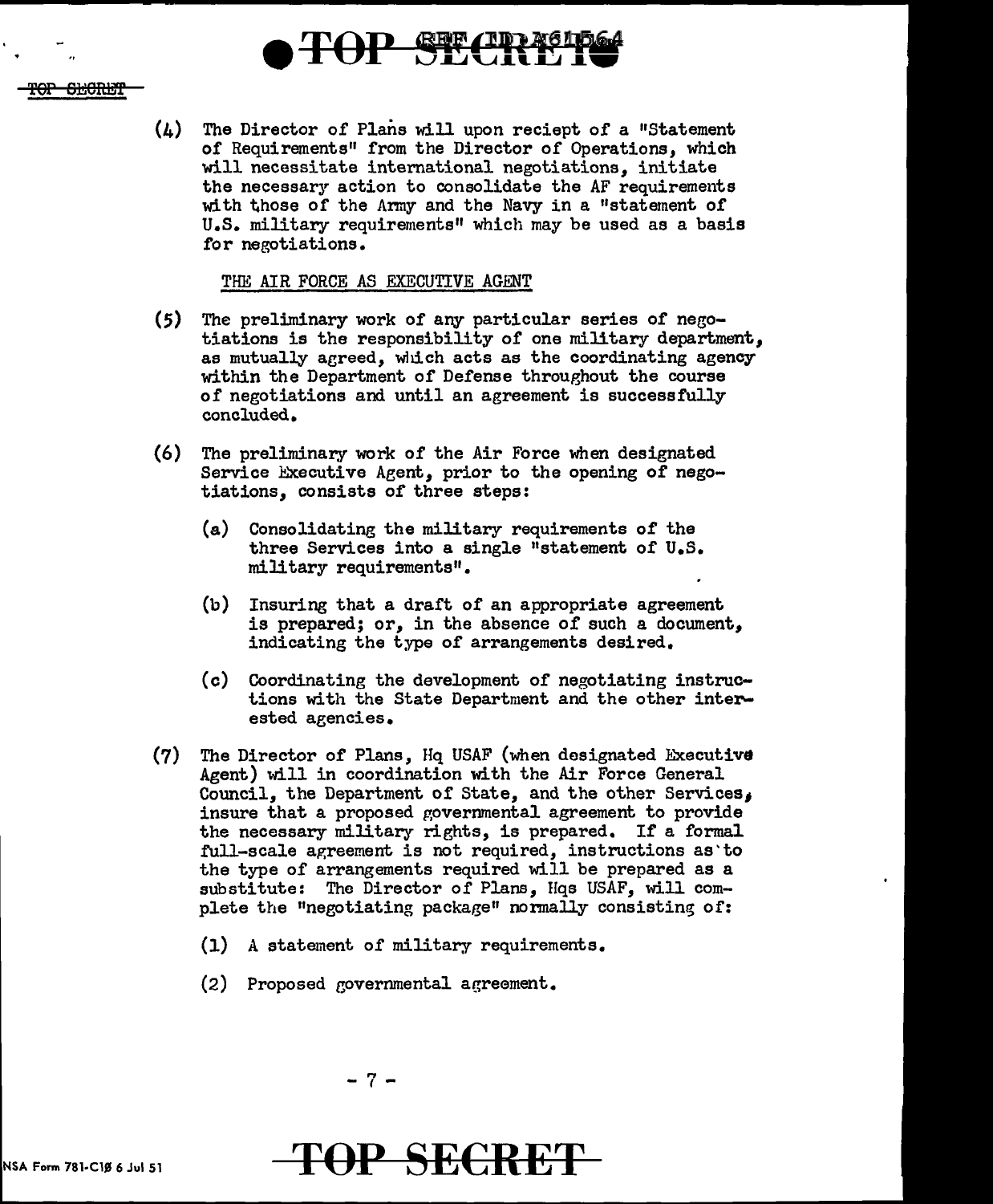(4) The Director of Plans will upon reciept of a "Statement of Requirements" from the Director of Operations, which will necessitate international negotiations, initiate the necessary action to consolidate the AF requirements with those of the Army and the Navy in a "statement of U.S. military requirements" which may be used as a basis for negotiations.

THE AIR FORCE AS EXECUTIVE AGENT

(5) The preliminary work of any particular series of negotiations is the responsibility of one military department, as mutually agreed, which acts as the coordinating agency within the Department of Defense throughout the course of negotiations and until an agreement is successfully concluded.

(6) The preliminary work of the Air Force when designated Service Executive Agent, prior to the opening of negotiations, consists of three steps:

   (a) Consolidating the military requirements of the three Services into a single "statement of U.S. military requirements".

   (b) Insuring that a draft of an appropriate agreement is prepared; or, in the absence of such a document, indicating the type of arrangements desired.

   (c) Coordinating the development of negotiating instructions with the State Department and the other interested agencies.

(7) The Director of Plans, Hq USAF (when designated Executive Agent) will in coordination with the Air Force General Council, the Department of State, and the other Services, insure that a proposed governmental agreement to provide the necessary military rights, is prepared. If a formal full-scale agreement is not required, instructions as to the type of arrangements required will be prepared as a substitute: The Director of Plans, Hqs USAF, will complete the "negotiating package" normally consisting of:

   (1) A statement of military requirements.

   (2) Proposed governmental agreement.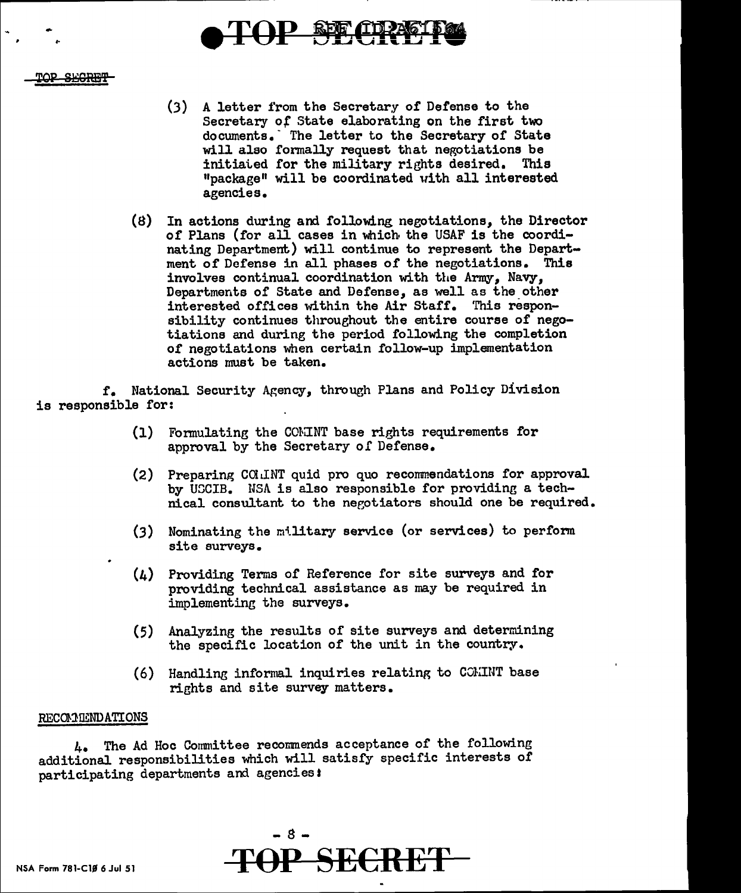(3) A letter from the Secretary of Defense to the Secretary of State elaborating on the first two documents. The letter to the Secretary of State will also formally request that negotiations be initiated for the military rights desired. This "package" will be coordinated with all interested agencies.

(8) In actions during and following negotiations, the Director of Plans (for all cases in which the USAF is the coordinating Department) will continue to represent the Department of Defense in all phases of the negotiations. This involves continual coordination with the Army, Navy, Departments of State and Defense, as well as the other interested offices within the Air Staff. This responsibility continues throughout the entire course of negotiations and during the period following the completion of negotiations when certain follow-up implementation actions must be taken.

f. National Security Agency, through Plans and Policy Division is responsible for:

(1) Formulating the COMINT base rights requirements for approval by the Secretary of Defense.

(2) Preparing COMINT quid pro quo recommendations for approval by USCIB. NSA is also responsible for providing a technical consultant to the negotiators should one be required.

(3) Nominating the military service (or services) to perform site surveys.

(4) Providing Terms of Reference for site surveys and for providing technical assistance as may be required in implementing the surveys.

(5) Analyzing the results of site surveys and determining the specific location of the unit in the country.

(6) Handling informal inquiries relating to COMINT base rights and site survey matters.

RECOMMENDATIONS

4. The Ad Hoc Committee recommends acceptance of the following additional responsibilities which will satisfy specific interests of participating departments and agencies: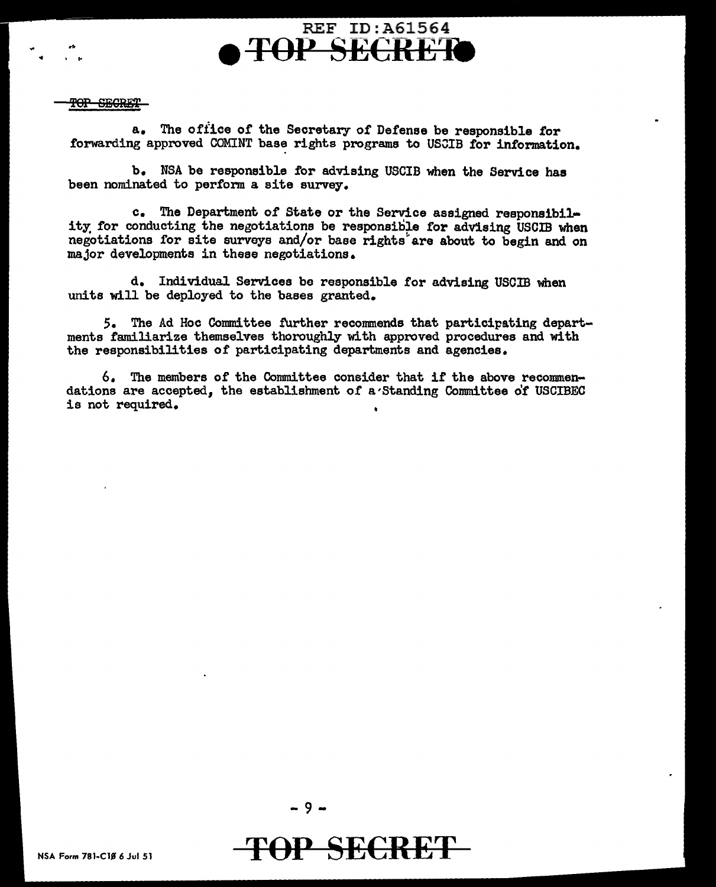a. The office of the Secretary of Defense be responsible for forwarding approved COMINT base rights programs to USCIB for information.

b. NSA be responsible for advising USCIB when the Service has been nominated to perform a site survey.

c. The Department of State or the Service assigned responsibility for conducting the negotiations be responsible for advising USCIB when negotiations for site surveys and/or base rights are about to begin and on major developments in these negotiations.

d. Individual Services be responsible for advising USCIB when units will be deployed to the bases granted.

5. The Ad Hoc Committee further recommends that participating departments familiarize themselves thoroughly with approved procedures and with the responsibilities of participating departments and agencies.

6. The members of the Committee consider that if the above recommendations are accepted, the establishment of a Standing Committee of USCIBEC is not required.